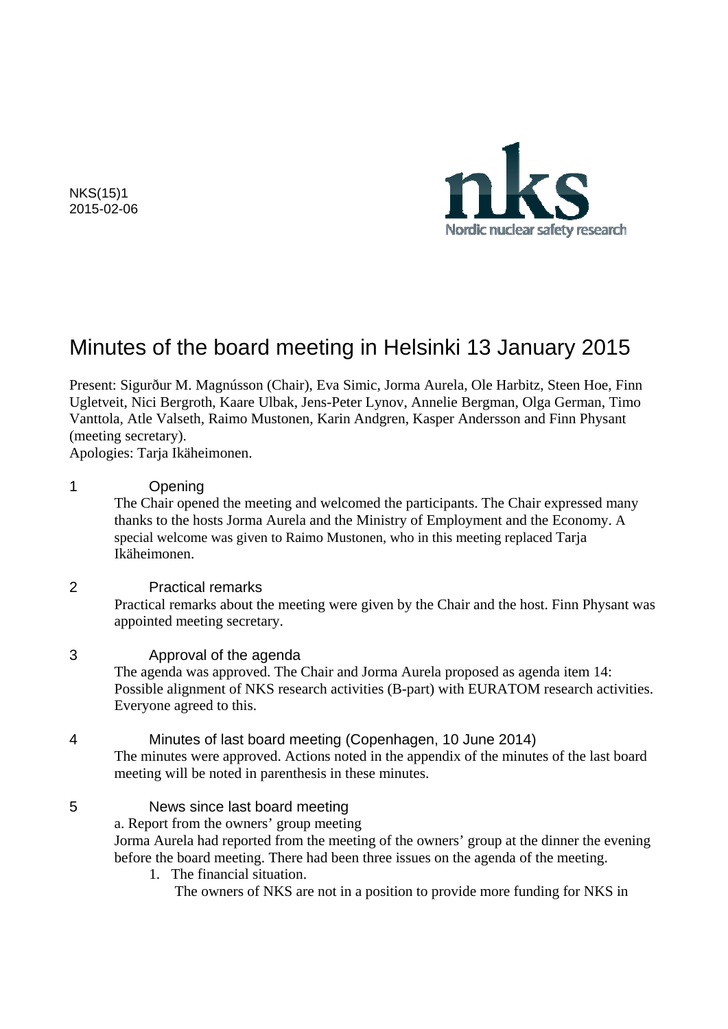NKS(15)1
2015-02-06

nks
Nordic nuclear safety research

# Minutes of the board meeting in Helsinki 13 January 2015

Present: Sigurður M. Magnússon (Chair), Eva Simic, Jorma Aurela, Ole Harbitz, Steen Hoe, Finn Ugletveit, Nici Bergroth, Kaare Ulbak, Jens-Peter Lynov, Annelie Bergman, Olga German, Timo Vanttola, Atle Valseth, Raimo Mustonen, Karin Andgren, Kasper Andersson and Finn Physant (meeting secretary).
Apologies: Tarja Ikäheimonen.

## 1 Opening

The Chair opened the meeting and welcomed the participants. The Chair expressed many thanks to the hosts Jorma Aurela and the Ministry of Employment and the Economy. A special welcome was given to Raimo Mustonen, who in this meeting replaced Tarja Ikäheimonen.

## 2 Practical remarks

Practical remarks about the meeting were given by the Chair and the host. Finn Physant was appointed meeting secretary.

## 3 Approval of the agenda

The agenda was approved. The Chair and Jorma Aurela proposed as agenda item 14: Possible alignment of NKS research activities (B-part) with EURATOM research activities. Everyone agreed to this.

## 4 Minutes of last board meeting (Copenhagen, 10 June 2014)

The minutes were approved. Actions noted in the appendix of the minutes of the last board meeting will be noted in parenthesis in these minutes.

## 5 News since last board meeting

a. Report from the owners' group meeting

Jorma Aurela had reported from the meeting of the owners' group at the dinner the evening before the board meeting. There had been three issues on the agenda of the meeting.

1. The financial situation.

   The owners of NKS are not in a position to provide more funding for NKS in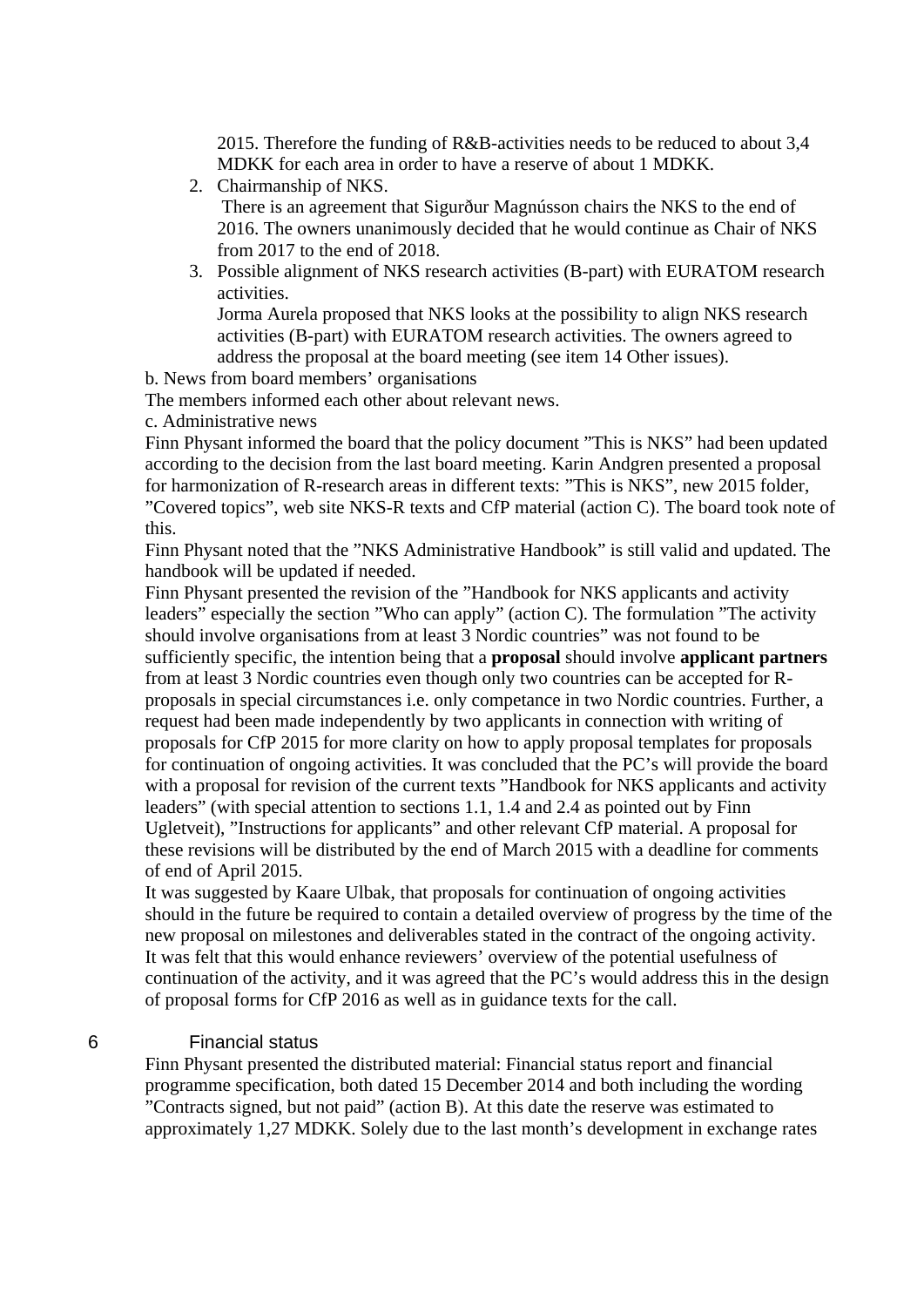2015. Therefore the funding of R&B-activities needs to be reduced to about 3,4 MDKK for each area in order to have a reserve of about 1 MDKK.

2. Chairmanship of NKS.
   There is an agreement that Sigurður Magnússon chairs the NKS to the end of 2016. The owners unanimously decided that he would continue as Chair of NKS from 2017 to the end of 2018.
3. Possible alignment of NKS research activities (B-part) with EURATOM research activities.
   Jorma Aurela proposed that NKS looks at the possibility to align NKS research activities (B-part) with EURATOM research activities. The owners agreed to address the proposal at the board meeting (see item 14 Other issues).

b. News from board members' organisations

The members informed each other about relevant news.

c. Administrative news

Finn Physant informed the board that the policy document "This is NKS" had been updated according to the decision from the last board meeting. Karin Andgren presented a proposal for harmonization of R-research areas in different texts: "This is NKS", new 2015 folder, "Covered topics", web site NKS-R texts and CfP material (action C). The board took note of this.

Finn Physant noted that the "NKS Administrative Handbook" is still valid and updated. The handbook will be updated if needed.

Finn Physant presented the revision of the "Handbook for NKS applicants and activity leaders" especially the section "Who can apply" (action C). The formulation "The activity should involve organisations from at least 3 Nordic countries" was not found to be sufficiently specific, the intention being that a **proposal** should involve **applicant partners** from at least 3 Nordic countries even though only two countries can be accepted for R-proposals in special circumstances i.e. only competance in two Nordic countries. Further, a request had been made independently by two applicants in connection with writing of proposals for CfP 2015 for more clarity on how to apply proposal templates for proposals for continuation of ongoing activities. It was concluded that the PC's will provide the board with a proposal for revision of the current texts "Handbook for NKS applicants and activity leaders" (with special attention to sections 1.1, 1.4 and 2.4 as pointed out by Finn Ugletveit), "Instructions for applicants" and other relevant CfP material. A proposal for these revisions will be distributed by the end of March 2015 with a deadline for comments of end of April 2015.

It was suggested by Kaare Ulbak, that proposals for continuation of ongoing activities should in the future be required to contain a detailed overview of progress by the time of the new proposal on milestones and deliverables stated in the contract of the ongoing activity. It was felt that this would enhance reviewers' overview of the potential usefulness of continuation of the activity, and it was agreed that the PC's would address this in the design of proposal forms for CfP 2016 as well as in guidance texts for the call.

## 6 Financial status

Finn Physant presented the distributed material: Financial status report and financial programme specification, both dated 15 December 2014 and both including the wording "Contracts signed, but not paid" (action B). At this date the reserve was estimated to approximately 1,27 MDKK. Solely due to the last month's development in exchange rates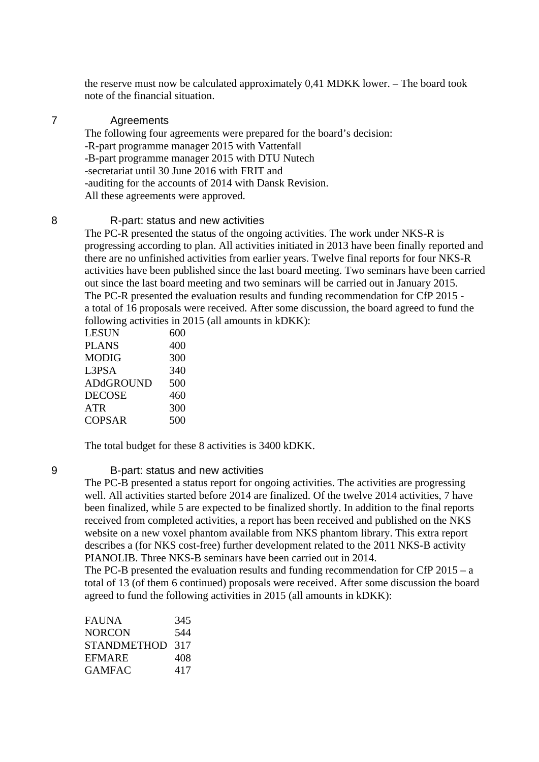the reserve must now be calculated approximately 0,41 MDKK lower. – The board took note of the financial situation.

## 7 Agreements

The following four agreements were prepared for the board's decision:
-R-part programme manager 2015 with Vattenfall
-B-part programme manager 2015 with DTU Nutech
-secretariat until 30 June 2016 with FRIT and
-auditing for the accounts of 2014 with Dansk Revision.
All these agreements were approved.

## 8 R-part: status and new activities

The PC-R presented the status of the ongoing activities. The work under NKS-R is progressing according to plan. All activities initiated in 2013 have been finally reported and there are no unfinished activities from earlier years. Twelve final reports for four NKS-R activities have been published since the last board meeting. Two seminars have been carried out since the last board meeting and two seminars will be carried out in January 2015.
The PC-R presented the evaluation results and funding recommendation for CfP 2015 - a total of 16 proposals were received. After some discussion, the board agreed to fund the following activities in 2015 (all amounts in kDKK):

| | |
|---|---|
| LESUN | 600 |
| PLANS | 400 |
| MODIG | 300 |
| L3PSA | 340 |
| ADdGROUND | 500 |
| DECOSE | 460 |
| ATR | 300 |
| COPSAR | 500 |

The total budget for these 8 activities is 3400 kDKK.

## 9 B-part: status and new activities

The PC-B presented a status report for ongoing activities. The activities are progressing well. All activities started before 2014 are finalized. Of the twelve 2014 activities, 7 have been finalized, while 5 are expected to be finalized shortly. In addition to the final reports received from completed activities, a report has been received and published on the NKS website on a new voxel phantom available from NKS phantom library. This extra report describes a (for NKS cost-free) further development related to the 2011 NKS-B activity PIANOLIB. Three NKS-B seminars have been carried out in 2014.
The PC-B presented the evaluation results and funding recommendation for CfP 2015 – a total of 13 (of them 6 continued) proposals were received. After some discussion the board agreed to fund the following activities in 2015 (all amounts in kDKK):

| | |
|---|---|
| FAUNA | 345 |
| NORCON | 544 |
| STANDMETHOD | 317 |
| EFMARE | 408 |
| GAMFAC | 417 |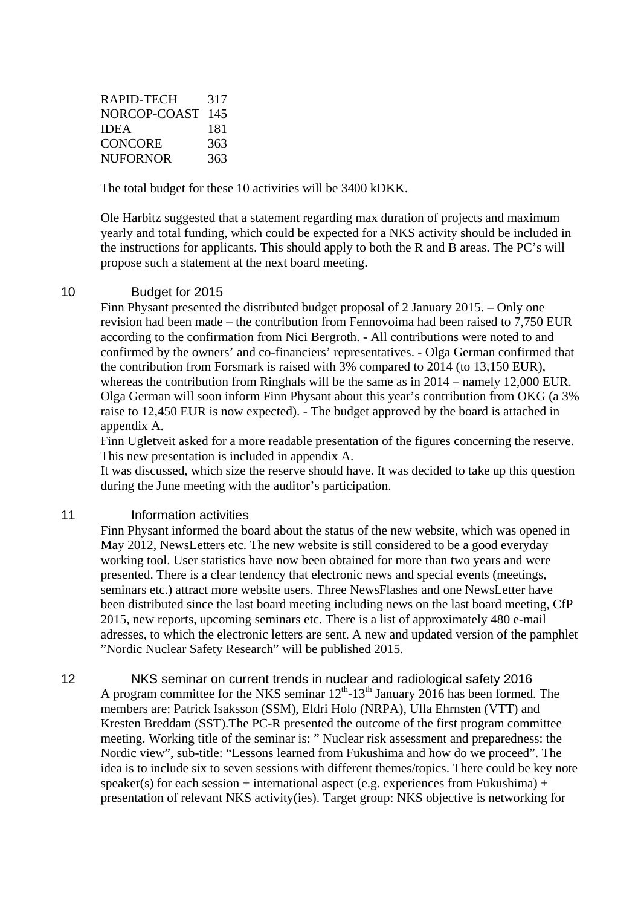| | |
|---|---|
| RAPID-TECH | 317 |
| NORCOP-COAST | 145 |
| IDEA | 181 |
| CONCORE | 363 |
| NUFORNOR | 363 |

The total budget for these 10 activities will be 3400 kDKK.

Ole Harbitz suggested that a statement regarding max duration of projects and maximum yearly and total funding, which could be expected for a NKS activity should be included in the instructions for applicants. This should apply to both the R and B areas. The PC's will propose such a statement at the next board meeting.

## 10 Budget for 2015

Finn Physant presented the distributed budget proposal of 2 January 2015. – Only one revision had been made – the contribution from Fennovoima had been raised to 7,750 EUR according to the confirmation from Nici Bergroth. - All contributions were noted to and confirmed by the owners' and co-financiers' representatives. - Olga German confirmed that the contribution from Forsmark is raised with 3% compared to 2014 (to 13,150 EUR), whereas the contribution from Ringhals will be the same as in 2014 – namely 12,000 EUR. Olga German will soon inform Finn Physant about this year's contribution from OKG (a 3% raise to 12,450 EUR is now expected). - The budget approved by the board is attached in appendix A.

Finn Ugletveit asked for a more readable presentation of the figures concerning the reserve. This new presentation is included in appendix A.

It was discussed, which size the reserve should have. It was decided to take up this question during the June meeting with the auditor's participation.

## 11 Information activities

Finn Physant informed the board about the status of the new website, which was opened in May 2012, NewsLetters etc. The new website is still considered to be a good everyday working tool. User statistics have now been obtained for more than two years and were presented. There is a clear tendency that electronic news and special events (meetings, seminars etc.) attract more website users. Three NewsFlashes and one NewsLetter have been distributed since the last board meeting including news on the last board meeting, CfP 2015, new reports, upcoming seminars etc. There is a list of approximately 480 e-mail adresses, to which the electronic letters are sent. A new and updated version of the pamphlet "Nordic Nuclear Safety Research" will be published 2015.

## 12 NKS seminar on current trends in nuclear and radiological safety 2016

A program committee for the NKS seminar 12th-13th January 2016 has been formed. The members are: Patrick Isaksson (SSM), Eldri Holo (NRPA), Ulla Ehrnsten (VTT) and Kresten Breddam (SST).The PC-R presented the outcome of the first program committee meeting. Working title of the seminar is: " Nuclear risk assessment and preparedness: the Nordic view", sub-title: "Lessons learned from Fukushima and how do we proceed". The idea is to include six to seven sessions with different themes/topics. There could be key note speaker(s) for each session + international aspect (e.g. experiences from Fukushima) + presentation of relevant NKS activity(ies). Target group: NKS objective is networking for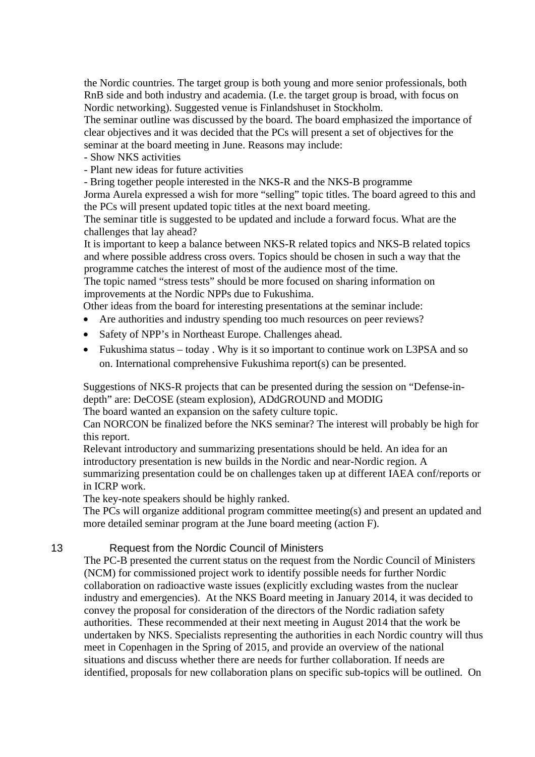the Nordic countries. The target group is both young and more senior professionals, both RnB side and both industry and academia. (I.e. the target group is broad, with focus on Nordic networking). Suggested venue is Finlandshuset in Stockholm.

The seminar outline was discussed by the board. The board emphasized the importance of clear objectives and it was decided that the PCs will present a set of objectives for the seminar at the board meeting in June. Reasons may include:

- Show NKS activities
- Plant new ideas for future activities
- Bring together people interested in the NKS-R and the NKS-B programme

Jorma Aurela expressed a wish for more "selling" topic titles. The board agreed to this and the PCs will present updated topic titles at the next board meeting.

The seminar title is suggested to be updated and include a forward focus. What are the challenges that lay ahead?

It is important to keep a balance between NKS-R related topics and NKS-B related topics and where possible address cross overs. Topics should be chosen in such a way that the programme catches the interest of most of the audience most of the time.

The topic named "stress tests" should be more focused on sharing information on improvements at the Nordic NPPs due to Fukushima.

Other ideas from the board for interesting presentations at the seminar include:

- Are authorities and industry spending too much resources on peer reviews?
- Safety of NPP's in Northeast Europe. Challenges ahead.
- Fukushima status – today . Why is it so important to continue work on L3PSA and so on. International comprehensive Fukushima report(s) can be presented.

Suggestions of NKS-R projects that can be presented during the session on "Defense-in-depth" are: DeCOSE (steam explosion), ADdGROUND and MODIG

The board wanted an expansion on the safety culture topic.

Can NORCON be finalized before the NKS seminar? The interest will probably be high for this report.

Relevant introductory and summarizing presentations should be held. An idea for an introductory presentation is new builds in the Nordic and near-Nordic region. A summarizing presentation could be on challenges taken up at different IAEA conf/reports or in ICRP work.

The key-note speakers should be highly ranked.

The PCs will organize additional program committee meeting(s) and present an updated and more detailed seminar program at the June board meeting (action F).

## 13 Request from the Nordic Council of Ministers

The PC-B presented the current status on the request from the Nordic Council of Ministers (NCM) for commissioned project work to identify possible needs for further Nordic collaboration on radioactive waste issues (explicitly excluding wastes from the nuclear industry and emergencies). At the NKS Board meeting in January 2014, it was decided to convey the proposal for consideration of the directors of the Nordic radiation safety authorities. These recommended at their next meeting in August 2014 that the work be undertaken by NKS. Specialists representing the authorities in each Nordic country will thus meet in Copenhagen in the Spring of 2015, and provide an overview of the national situations and discuss whether there are needs for further collaboration. If needs are identified, proposals for new collaboration plans on specific sub-topics will be outlined. On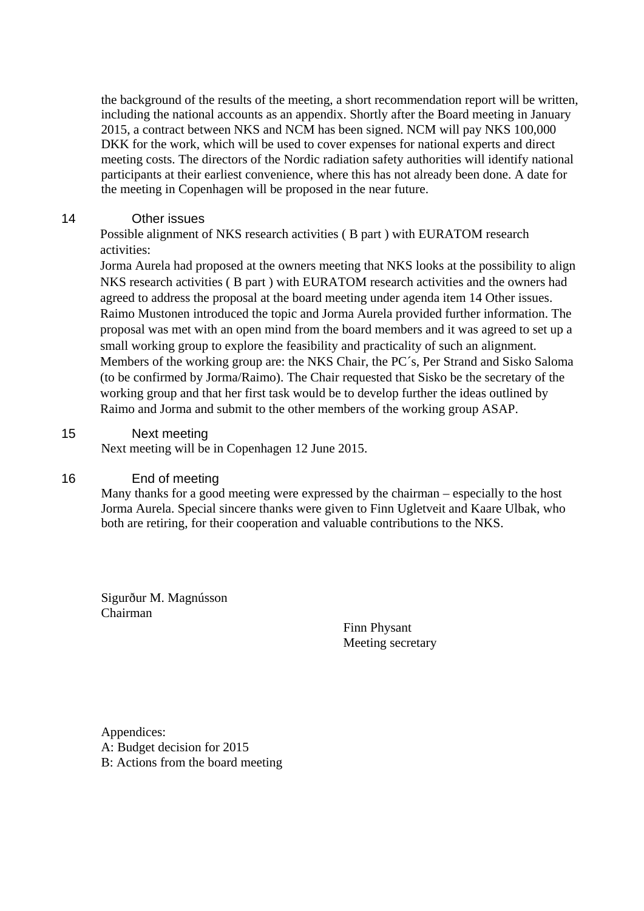the background of the results of the meeting, a short recommendation report will be written, including the national accounts as an appendix. Shortly after the Board meeting in January 2015, a contract between NKS and NCM has been signed. NCM will pay NKS 100,000 DKK for the work, which will be used to cover expenses for national experts and direct meeting costs. The directors of the Nordic radiation safety authorities will identify national participants at their earliest convenience, where this has not already been done. A date for the meeting in Copenhagen will be proposed in the near future.

## 14 Other issues

Possible alignment of NKS research activities ( B part ) with EURATOM research activities:

Jorma Aurela had proposed at the owners meeting that NKS looks at the possibility to align NKS research activities ( B part ) with EURATOM research activities and the owners had agreed to address the proposal at the board meeting under agenda item 14 Other issues. Raimo Mustonen introduced the topic and Jorma Aurela provided further information. The proposal was met with an open mind from the board members and it was agreed to set up a small working group to explore the feasibility and practicality of such an alignment. Members of the working group are: the NKS Chair, the PC´s, Per Strand and Sisko Saloma (to be confirmed by Jorma/Raimo). The Chair requested that Sisko be the secretary of the working group and that her first task would be to develop further the ideas outlined by Raimo and Jorma and submit to the other members of the working group ASAP.

## 15 Next meeting

Next meeting will be in Copenhagen 12 June 2015.

## 16 End of meeting

Many thanks for a good meeting were expressed by the chairman – especially to the host Jorma Aurela. Special sincere thanks were given to Finn Ugletveit and Kaare Ulbak, who both are retiring, for their cooperation and valuable contributions to the NKS.

Sigurður M. Magnússon
Chairman

Finn Physant
Meeting secretary

Appendices:
A: Budget decision for 2015
B: Actions from the board meeting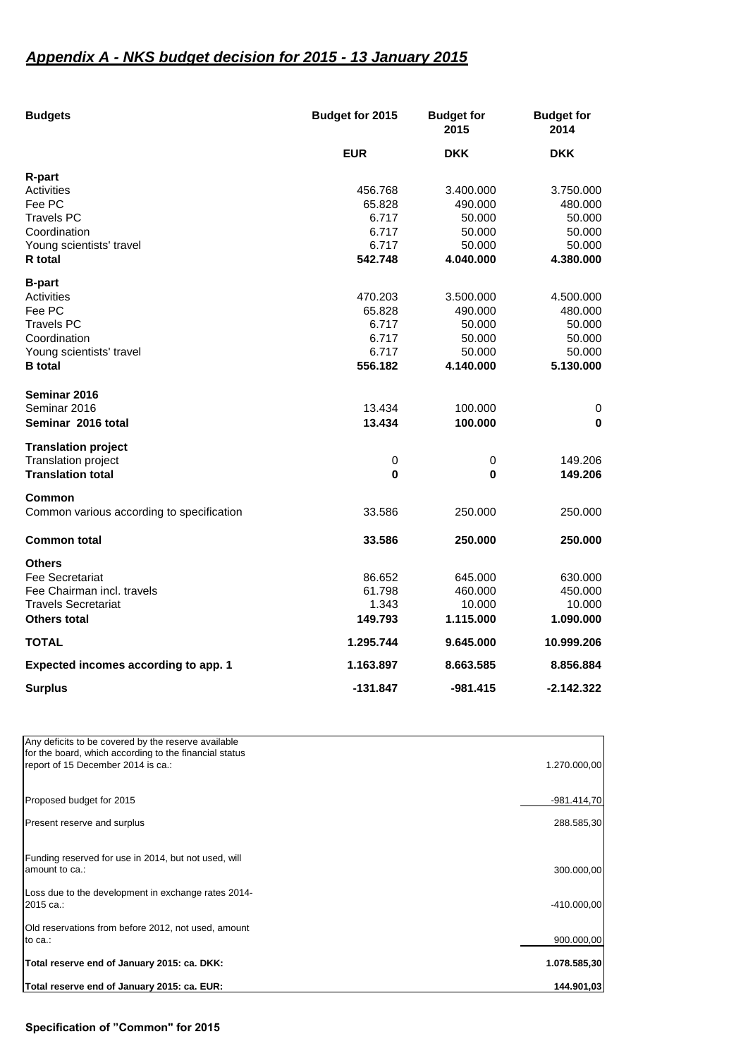## ***Appendix A - NKS budget decision for 2015 - 13 January 2015***

| Budgets | Budget for 2015 | Budget for 2015 | Budget for 2014 |
|---|---|---|---|
| | **EUR** | **DKK** | **DKK** |
| **R-part** | | | |
| Activities | 456.768 | 3.400.000 | 3.750.000 |
| Fee PC | 65.828 | 490.000 | 480.000 |
| Travels PC | 6.717 | 50.000 | 50.000 |
| Coordination | 6.717 | 50.000 | 50.000 |
| Young scientists' travel | 6.717 | 50.000 | 50.000 |
| **R total** | **542.748** | **4.040.000** | **4.380.000** |
| **B-part** | | | |
| Activities | 470.203 | 3.500.000 | 4.500.000 |
| Fee PC | 65.828 | 490.000 | 480.000 |
| Travels PC | 6.717 | 50.000 | 50.000 |
| Coordination | 6.717 | 50.000 | 50.000 |
| Young scientists' travel | 6.717 | 50.000 | 50.000 |
| **B total** | **556.182** | **4.140.000** | **5.130.000** |
| **Seminar 2016** | | | |
| Seminar 2016 | 13.434 | 100.000 | 0 |
| **Seminar 2016 total** | **13.434** | **100.000** | **0** |
| **Translation project** | | | |
| Translation project | 0 | 0 | 149.206 |
| **Translation total** | **0** | **0** | **149.206** |
| **Common** | | | |
| Common various according to specification | 33.586 | 250.000 | 250.000 |
| **Common total** | **33.586** | **250.000** | **250.000** |
| **Others** | | | |
| Fee Secretariat | 86.652 | 645.000 | 630.000 |
| Fee Chairman incl. travels | 61.798 | 460.000 | 450.000 |
| Travels Secretariat | 1.343 | 10.000 | 10.000 |
| **Others total** | **149.793** | **1.115.000** | **1.090.000** |
| **TOTAL** | **1.295.744** | **9.645.000** | **10.999.206** |
| **Expected incomes according to app. 1** | **1.163.897** | **8.663.585** | **8.856.884** |
| **Surplus** | **-131.847** | **-981.415** | **-2.142.322** |

| | |
|---|---|
| Any deficits to be covered by the reserve available for the board, which according to the financial status report of 15 December 2014 is ca.: | 1.270.000,00 |
| Proposed budget for 2015 | -981.414,70 |
| Present reserve and surplus | 288.585,30 |
| Funding reserved for use in 2014, but not used, will amount to ca.: | 300.000,00 |
| Loss due to the development in exchange rates 2014-2015 ca.: | -410.000,00 |
| Old reservations from before 2012, not used, amount to ca.: | 900.000,00 |
| **Total reserve end of January 2015: ca. DKK:** | **1.078.585,30** |
| **Total reserve end of January 2015: ca. EUR:** | **144.901,03** |

**Specification of "Common" for 2015**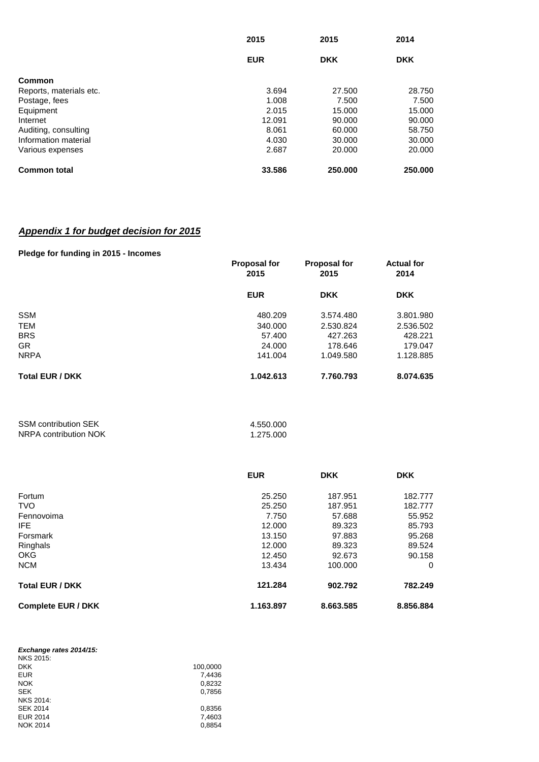| | 2015 | 2015 | 2014 |
|---|---|---|---|
| | **EUR** | **DKK** | **DKK** |
| **Common** | | | |
| Reports, materials etc. | 3.694 | 27.500 | 28.750 |
| Postage, fees | 1.008 | 7.500 | 7.500 |
| Equipment | 2.015 | 15.000 | 15.000 |
| Internet | 12.091 | 90.000 | 90.000 |
| Auditing, consulting | 8.061 | 60.000 | 58.750 |
| Information material | 4.030 | 30.000 | 30.000 |
| Various expenses | 2.687 | 20.000 | 20.000 |
| **Common total** | **33.586** | **250.000** | **250.000** |

## ***Appendix 1 for budget decision for 2015***

**Pledge for funding in 2015 - Incomes**

| | Proposal for 2015 | Proposal for 2015 | Actual for 2014 |
|---|---|---|---|
| | **EUR** | **DKK** | **DKK** |
| SSM | 480.209 | 3.574.480 | 3.801.980 |
| TEM | 340.000 | 2.530.824 | 2.536.502 |
| BRS | 57.400 | 427.263 | 428.221 |
| GR | 24.000 | 178.646 | 179.047 |
| NRPA | 141.004 | 1.049.580 | 1.128.885 |
| **Total EUR / DKK** | **1.042.613** | **7.760.793** | **8.074.635** |

| | |
|---|---|
| SSM contribution SEK | 4.550.000 |
| NRPA contribution NOK | 1.275.000 |

| | EUR | DKK | DKK |
|---|---|---|---|
| Fortum | 25.250 | 187.951 | 182.777 |
| TVO | 25.250 | 187.951 | 182.777 |
| Fennovoima | 7.750 | 57.688 | 55.952 |
| IFE | 12.000 | 89.323 | 85.793 |
| Forsmark | 13.150 | 97.883 | 95.268 |
| Ringhals | 12.000 | 89.323 | 89.524 |
| OKG | 12.450 | 92.673 | 90.158 |
| NCM | 13.434 | 100.000 | 0 |
| **Total EUR / DKK** | **121.284** | **902.792** | **782.249** |
| **Complete EUR / DKK** | **1.163.897** | **8.663.585** | **8.856.884** |

***Exchange rates 2014/15:***

| | |
|---|---|
| NKS 2015: | |
| DKK | 100,0000 |
| EUR | 7,4436 |
| NOK | 0,8232 |
| SEK | 0,7856 |
| NKS 2014: | |
| SEK 2014 | 0,8356 |
| EUR 2014 | 7,4603 |
| NOK 2014 | 0,8854 |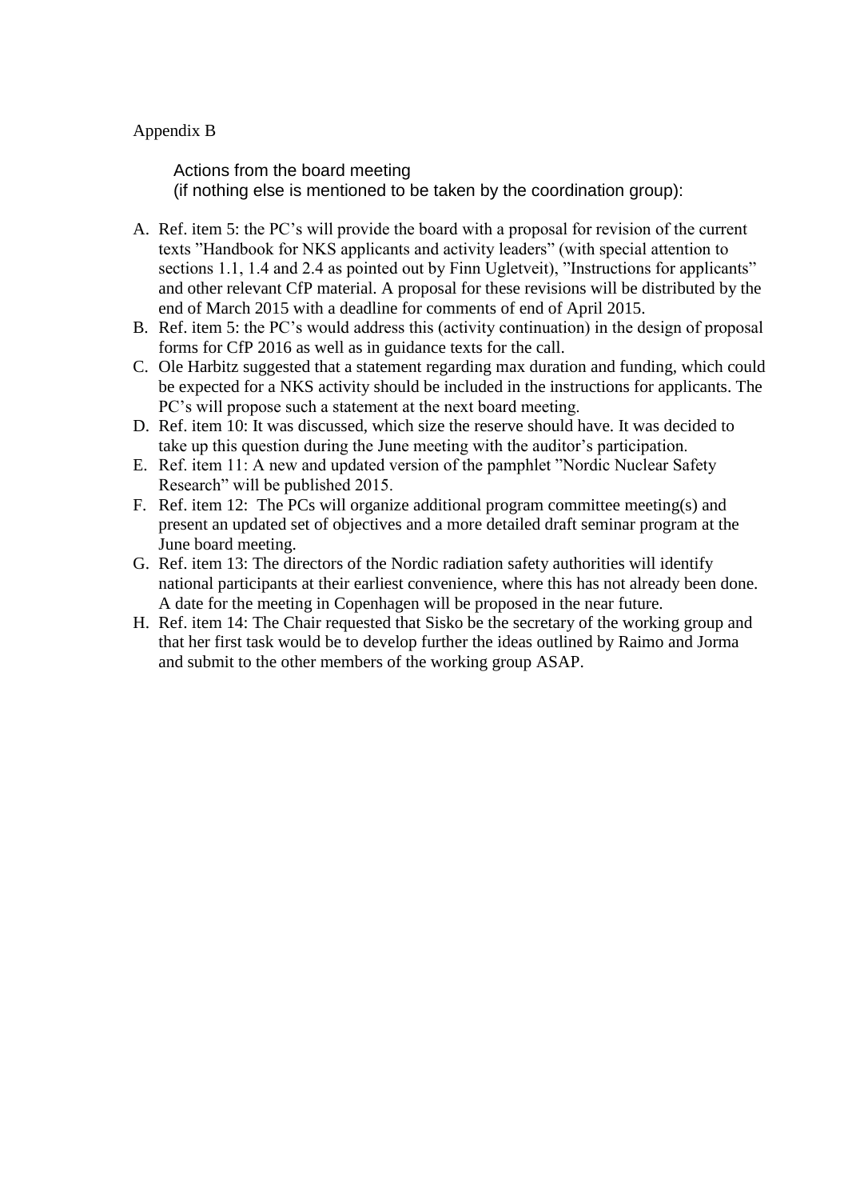Appendix B

Actions from the board meeting
(if nothing else is mentioned to be taken by the coordination group):

A. Ref. item 5: the PC's will provide the board with a proposal for revision of the current texts "Handbook for NKS applicants and activity leaders" (with special attention to sections 1.1, 1.4 and 2.4 as pointed out by Finn Ugletveit), "Instructions for applicants" and other relevant CfP material. A proposal for these revisions will be distributed by the end of March 2015 with a deadline for comments of end of April 2015.
B. Ref. item 5: the PC's would address this (activity continuation) in the design of proposal forms for CfP 2016 as well as in guidance texts for the call.
C. Ole Harbitz suggested that a statement regarding max duration and funding, which could be expected for a NKS activity should be included in the instructions for applicants. The PC's will propose such a statement at the next board meeting.
D. Ref. item 10: It was discussed, which size the reserve should have. It was decided to take up this question during the June meeting with the auditor's participation.
E. Ref. item 11: A new and updated version of the pamphlet "Nordic Nuclear Safety Research" will be published 2015.
F. Ref. item 12: The PCs will organize additional program committee meeting(s) and present an updated set of objectives and a more detailed draft seminar program at the June board meeting.
G. Ref. item 13: The directors of the Nordic radiation safety authorities will identify national participants at their earliest convenience, where this has not already been done. A date for the meeting in Copenhagen will be proposed in the near future.
H. Ref. item 14: The Chair requested that Sisko be the secretary of the working group and that her first task would be to develop further the ideas outlined by Raimo and Jorma and submit to the other members of the working group ASAP.